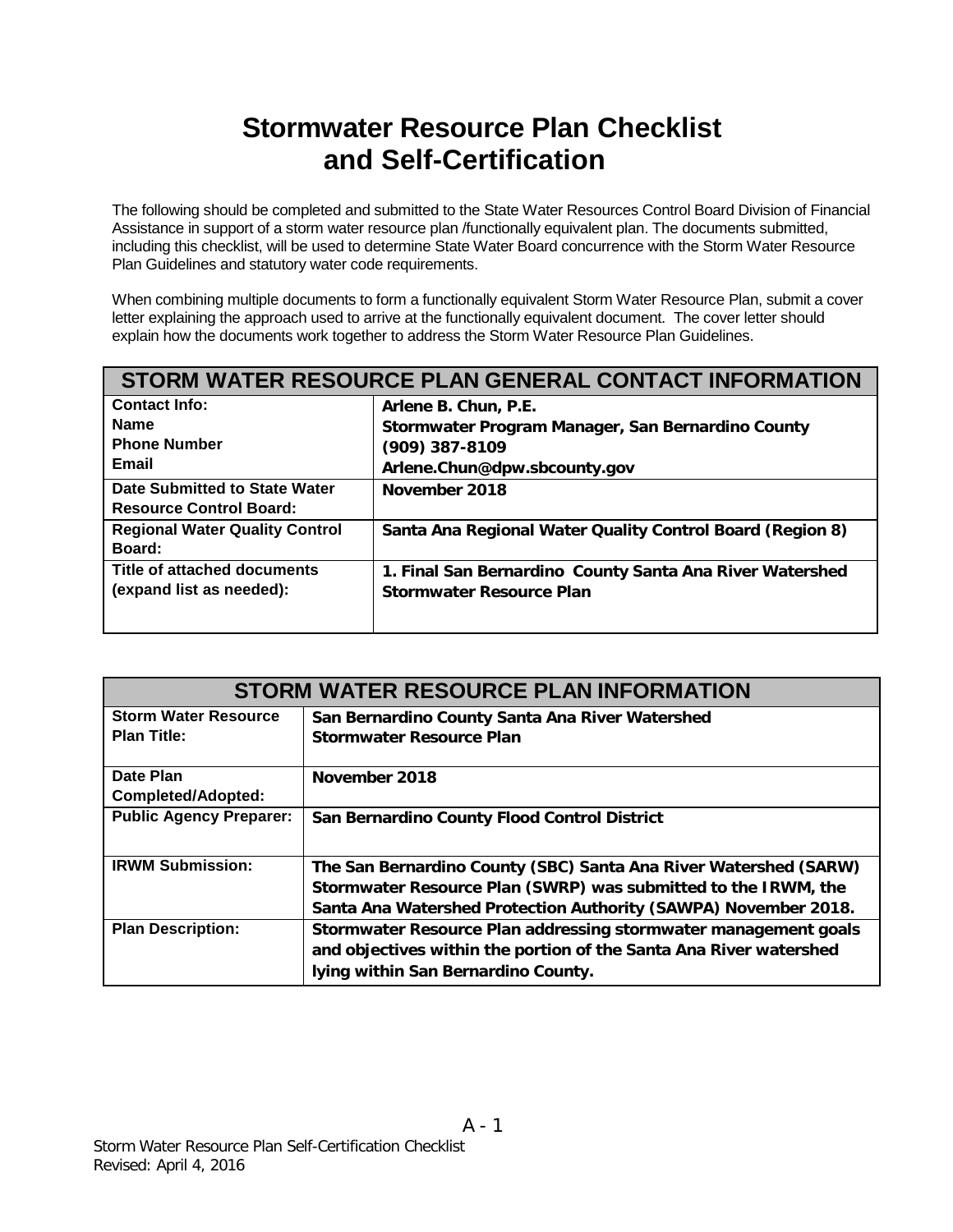# Stormwater Resource Plan Checklist and Self-Certification

The following should be completed and submitted to the State Water Resources Control Board Division of Financial Assistance in support of a storm water resource plan /functionally equivalent plan. The documents submitted, including this checklist, will be used to determine State Water Board concurrence with the Storm Water Resource Plan Guidelines and statutory water code requirements.

When combining multiple documents to form a functionally equivalent Storm Water Resource Plan, submit a cover letter explaining the approach used to arrive at the functionally equivalent document. The cover letter should explain how the documents work together to address the Storm Water Resource Plan Guidelines.

| STORM WATER RESOURCE PLAN GENERAL CONTACT INFORMATION | |
|---|---|
| **Contact Info:**<br>**Name**<br>**Phone Number**<br>**Email** | **Arlene B. Chun, P.E.**<br>**Stormwater Program Manager, San Bernardino County**<br>**(909) 387-8109**<br>**Arlene.Chun@dpw.sbcounty.gov** |
| **Date Submitted to State Water Resource Control Board:** | **November 2018** |
| **Regional Water Quality Control Board:** | **Santa Ana Regional Water Quality Control Board (Region 8)** |
| **Title of attached documents (expand list as needed):** | **1. Final San Bernardino County Santa Ana River Watershed Stormwater Resource Plan** |

| STORM WATER RESOURCE PLAN INFORMATION | |
|---|---|
| **Storm Water Resource Plan Title:** | **San Bernardino County Santa Ana River Watershed Stormwater Resource Plan** |
| **Date Plan Completed/Adopted:** | **November 2018** |
| **Public Agency Preparer:** | **San Bernardino County Flood Control District** |
| **IRWM Submission:** | **The San Bernardino County (SBC) Santa Ana River Watershed (SARW) Stormwater Resource Plan (SWRP) was submitted to the IRWM, the Santa Ana Watershed Protection Authority (SAWPA) November 2018.** |
| **Plan Description:** | **Stormwater Resource Plan addressing stormwater management goals and objectives within the portion of the Santa Ana River watershed lying within San Bernardino County.** |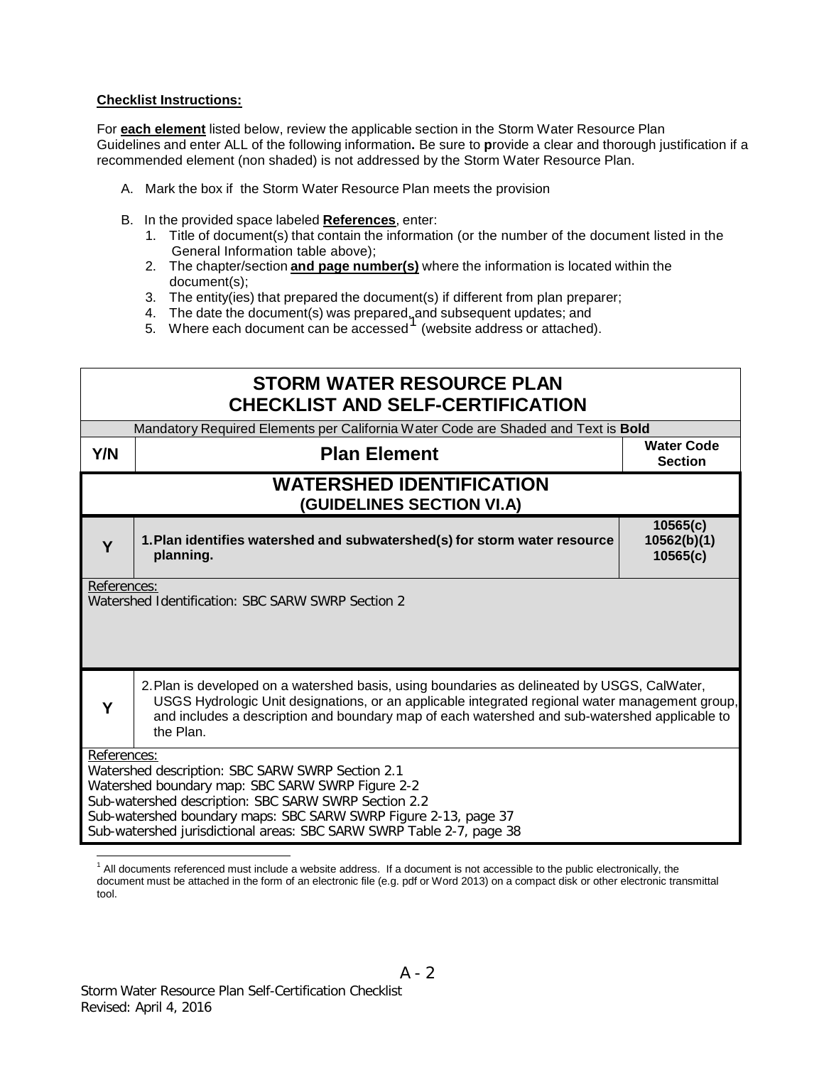**Checklist Instructions:**

For **each element** listed below, review the applicable section in the Storm Water Resource Plan Guidelines and enter ALL of the following information**.** Be sure to **p**rovide a clear and thorough justification if a recommended element (non shaded) is not addressed by the Storm Water Resource Plan.

A. Mark the box if the Storm Water Resource Plan meets the provision

B. In the provided space labeled **References**, enter:
   1. Title of document(s) that contain the information (or the number of the document listed in the General Information table above);
   2. The chapter/section **and page number(s)** where the information is located within the document(s);
   3. The entity(ies) that prepared the document(s) if different from plan preparer;
   4. The date the document(s) was prepared, and subsequent updates; and
   5. Where each document can be accessed[1] (website address or attached).

| **STORM WATER RESOURCE PLAN CHECKLIST AND SELF-CERTIFICATION** | | |
|---|---|---|
| Mandatory Required Elements per California Water Code are Shaded and Text is **Bold** | | |
| **Y/N** | **Plan Element** | **Water Code Section** |
| **WATERSHED IDENTIFICATION (GUIDELINES SECTION VI.A)** | | |
| **Y** | **1. Plan identifies watershed and subwatershed(s) for storm water resource planning.** | **10565(c) 10562(b)(1) 10565(c)** |
| References: Watershed Identification: SBC SARW SWRP Section 2 | | |
| **Y** | 2. Plan is developed on a watershed basis, using boundaries as delineated by USGS, CalWater, USGS Hydrologic Unit designations, or an applicable integrated regional water management group, and includes a description and boundary map of each watershed and sub-watershed applicable to the Plan. | |
| References: Watershed description: SBC SARW SWRP Section 2.1 Watershed boundary map: SBC SARW SWRP Figure 2-2 Sub-watershed description: SBC SARW SWRP Section 2.2 Sub-watershed boundary maps: SBC SARW SWRP Figure 2-13, page 37 Sub-watershed jurisdictional areas: SBC SARW SWRP Table 2-7, page 38 | | |

[1] All documents referenced must include a website address. If a document is not accessible to the public electronically, the document must be attached in the form of an electronic file (e.g. pdf or Word 2013) on a compact disk or other electronic transmittal tool.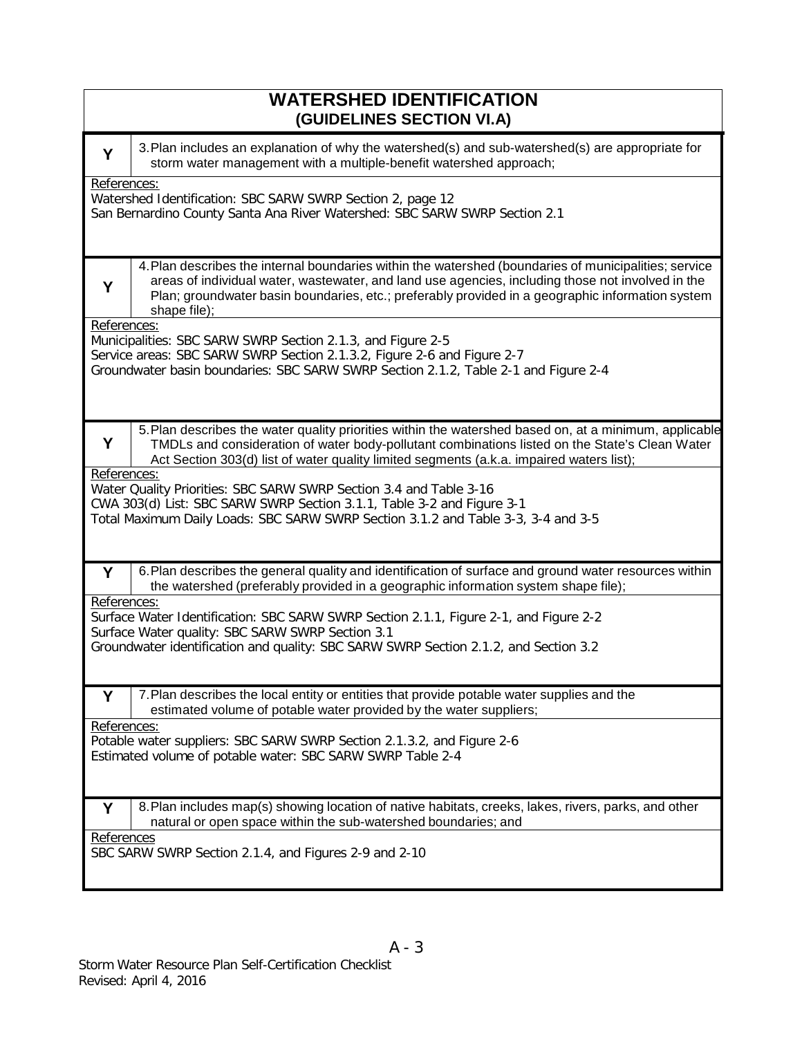## WATERSHED IDENTIFICATION
### (GUIDELINES SECTION VI.A)

| | |
|---|---|
| **Y** | 3. Plan includes an explanation of why the watershed(s) and sub-watershed(s) are appropriate for storm water management with a multiple-benefit watershed approach; |

References:
Watershed Identification: SBC SARW SWRP Section 2, page 12
San Bernardino County Santa Ana River Watershed: SBC SARW SWRP Section 2.1

| | |
|---|---|
| **Y** | 4. Plan describes the internal boundaries within the watershed (boundaries of municipalities; service areas of individual water, wastewater, and land use agencies, including those not involved in the Plan; groundwater basin boundaries, etc.; preferably provided in a geographic information system shape file); |

References:
Municipalities: SBC SARW SWRP Section 2.1.3, and Figure 2-5
Service areas: SBC SARW SWRP Section 2.1.3.2, Figure 2-6 and Figure 2-7
Groundwater basin boundaries: SBC SARW SWRP Section 2.1.2, Table 2-1 and Figure 2-4

| | |
|---|---|
| **Y** | 5. Plan describes the water quality priorities within the watershed based on, at a minimum, applicable TMDLs and consideration of water body-pollutant combinations listed on the State's Clean Water Act Section 303(d) list of water quality limited segments (a.k.a. impaired waters list); |

References:
Water Quality Priorities: SBC SARW SWRP Section 3.4 and Table 3-16
CWA 303(d) List: SBC SARW SWRP Section 3.1.1, Table 3-2 and Figure 3-1
Total Maximum Daily Loads: SBC SARW SWRP Section 3.1.2 and Table 3-3, 3-4 and 3-5

| | |
|---|---|
| **Y** | 6. Plan describes the general quality and identification of surface and ground water resources within the watershed (preferably provided in a geographic information system shape file); |

References:
Surface Water Identification: SBC SARW SWRP Section 2.1.1, Figure 2-1, and Figure 2-2
Surface Water quality: SBC SARW SWRP Section 3.1
Groundwater identification and quality: SBC SARW SWRP Section 2.1.2, and Section 3.2

| | |
|---|---|
| **Y** | 7. Plan describes the local entity or entities that provide potable water supplies and the estimated volume of potable water provided by the water suppliers; |

References:
Potable water suppliers: SBC SARW SWRP Section 2.1.3.2, and Figure 2-6
Estimated volume of potable water: SBC SARW SWRP Table 2-4

| | |
|---|---|
| **Y** | 8. Plan includes map(s) showing location of native habitats, creeks, lakes, rivers, parks, and other natural or open space within the sub-watershed boundaries; and |

References
SBC SARW SWRP Section 2.1.4, and Figures 2-9 and 2-10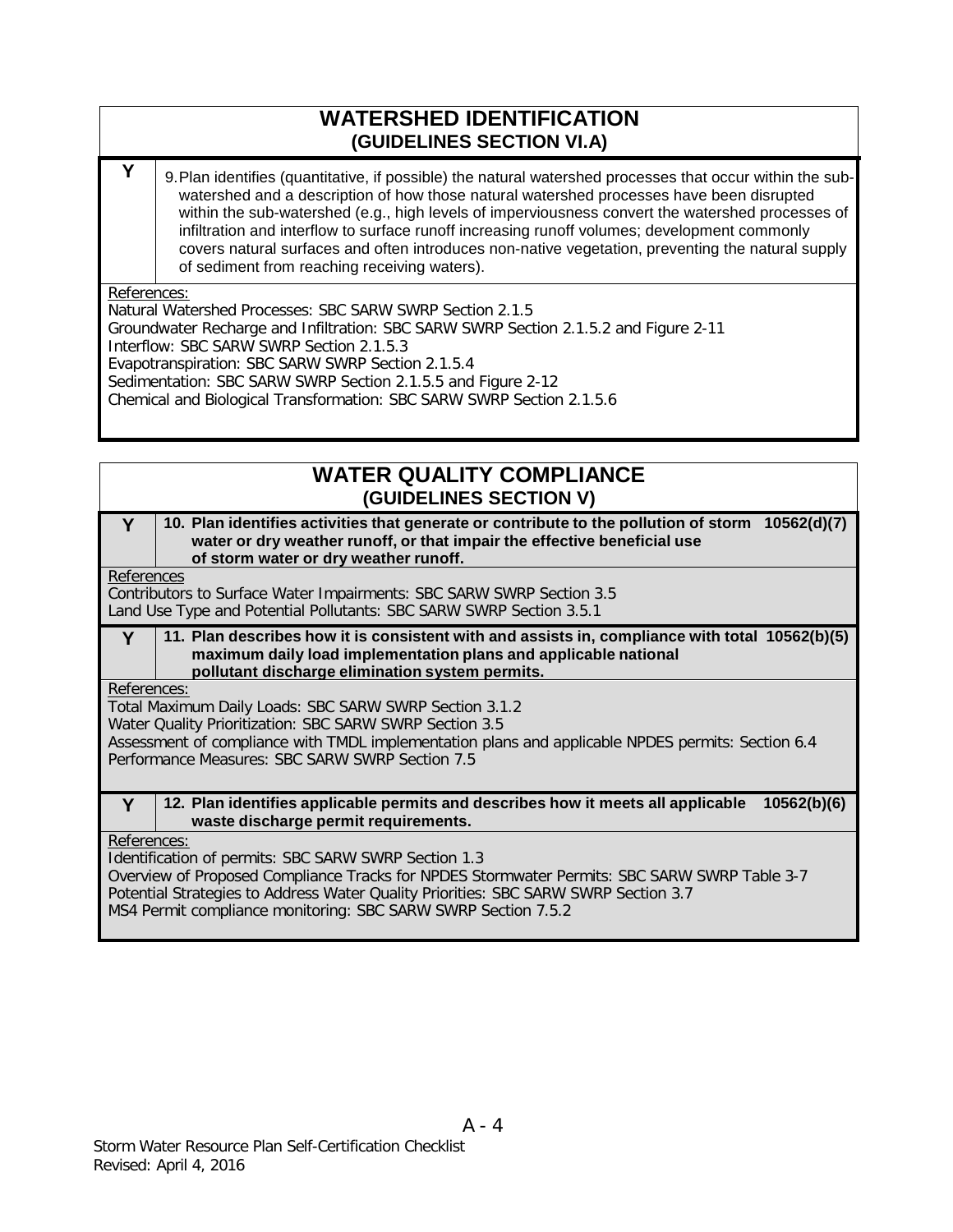## WATERSHED IDENTIFICATION
### (GUIDELINES SECTION VI.A)

| | |
|---|---|
| **Y** | 9. Plan identifies (quantitative, if possible) the natural watershed processes that occur within the sub-watershed and a description of how those natural watershed processes have been disrupted within the sub-watershed (e.g., high levels of imperviousness convert the watershed processes of infiltration and interflow to surface runoff increasing runoff volumes; development commonly covers natural surfaces and often introduces non-native vegetation, preventing the natural supply of sediment from reaching receiving waters). |

References:
Natural Watershed Processes: SBC SARW SWRP Section 2.1.5
Groundwater Recharge and Infiltration: SBC SARW SWRP Section 2.1.5.2 and Figure 2-11
Interflow: SBC SARW SWRP Section 2.1.5.3
Evapotranspiration: SBC SARW SWRP Section 2.1.5.4
Sedimentation: SBC SARW SWRP Section 2.1.5.5 and Figure 2-12
Chemical and Biological Transformation: SBC SARW SWRP Section 2.1.5.6

## WATER QUALITY COMPLIANCE
### (GUIDELINES SECTION V)

| | | |
|---|---|---|
| **Y** | **10. Plan identifies activities that generate or contribute to the pollution of storm water or dry weather runoff, or that impair the effective beneficial use of storm water or dry weather runoff.** | **10562(d)(7)** |

References
Contributors to Surface Water Impairments: SBC SARW SWRP Section 3.5
Land Use Type and Potential Pollutants: SBC SARW SWRP Section 3.5.1

| | | |
|---|---|---|
| **Y** | **11. Plan describes how it is consistent with and assists in, compliance with total maximum daily load implementation plans and applicable national pollutant discharge elimination system permits.** | **10562(b)(5)** |

References:
Total Maximum Daily Loads: SBC SARW SWRP Section 3.1.2
Water Quality Prioritization: SBC SARW SWRP Section 3.5
Assessment of compliance with TMDL implementation plans and applicable NPDES permits: Section 6.4
Performance Measures: SBC SARW SWRP Section 7.5

| | | |
|---|---|---|
| **Y** | **12. Plan identifies applicable permits and describes how it meets all applicable waste discharge permit requirements.** | **10562(b)(6)** |

References:
Identification of permits: SBC SARW SWRP Section 1.3
Overview of Proposed Compliance Tracks for NPDES Stormwater Permits: SBC SARW SWRP Table 3-7
Potential Strategies to Address Water Quality Priorities: SBC SARW SWRP Section 3.7
MS4 Permit compliance monitoring: SBC SARW SWRP Section 7.5.2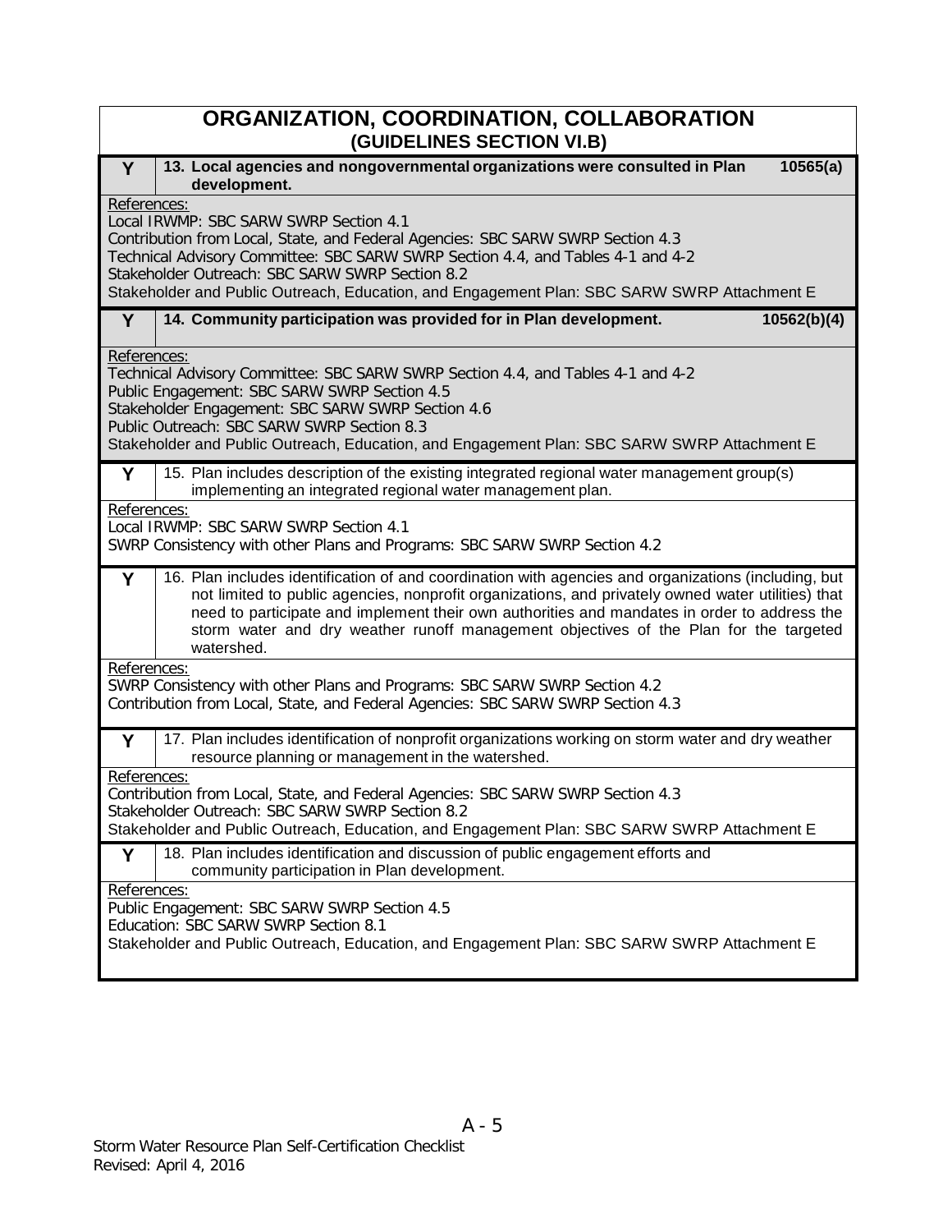## ORGANIZATION, COORDINATION, COLLABORATION
### (GUIDELINES SECTION VI.B)

**Y** | **13. Local agencies and nongovernmental organizations were consulted in Plan development.** | **10565(a)**

References:
Local IRWMP: SBC SARW SWRP Section 4.1
Contribution from Local, State, and Federal Agencies: SBC SARW SWRP Section 4.3
Technical Advisory Committee: SBC SARW SWRP Section 4.4, and Tables 4-1 and 4-2
Stakeholder Outreach: SBC SARW SWRP Section 8.2
Stakeholder and Public Outreach, Education, and Engagement Plan: SBC SARW SWRP Attachment E

**Y** | **14. Community participation was provided for in Plan development.** | **10562(b)(4)**

References:
Technical Advisory Committee: SBC SARW SWRP Section 4.4, and Tables 4-1 and 4-2
Public Engagement: SBC SARW SWRP Section 4.5
Stakeholder Engagement: SBC SARW SWRP Section 4.6
Public Outreach: SBC SARW SWRP Section 8.3
Stakeholder and Public Outreach, Education, and Engagement Plan: SBC SARW SWRP Attachment E

**Y** | 15. Plan includes description of the existing integrated regional water management group(s) implementing an integrated regional water management plan.

References:
Local IRWMP: SBC SARW SWRP Section 4.1
SWRP Consistency with other Plans and Programs: SBC SARW SWRP Section 4.2

**Y** | 16. Plan includes identification of and coordination with agencies and organizations (including, but not limited to public agencies, nonprofit organizations, and privately owned water utilities) that need to participate and implement their own authorities and mandates in order to address the storm water and dry weather runoff management objectives of the Plan for the targeted watershed.

References:
SWRP Consistency with other Plans and Programs: SBC SARW SWRP Section 4.2
Contribution from Local, State, and Federal Agencies: SBC SARW SWRP Section 4.3

**Y** | 17. Plan includes identification of nonprofit organizations working on storm water and dry weather resource planning or management in the watershed.

References:
Contribution from Local, State, and Federal Agencies: SBC SARW SWRP Section 4.3
Stakeholder Outreach: SBC SARW SWRP Section 8.2
Stakeholder and Public Outreach, Education, and Engagement Plan: SBC SARW SWRP Attachment E

**Y** | 18. Plan includes identification and discussion of public engagement efforts and community participation in Plan development.

References:
Public Engagement: SBC SARW SWRP Section 4.5
Education: SBC SARW SWRP Section 8.1
Stakeholder and Public Outreach, Education, and Engagement Plan: SBC SARW SWRP Attachment E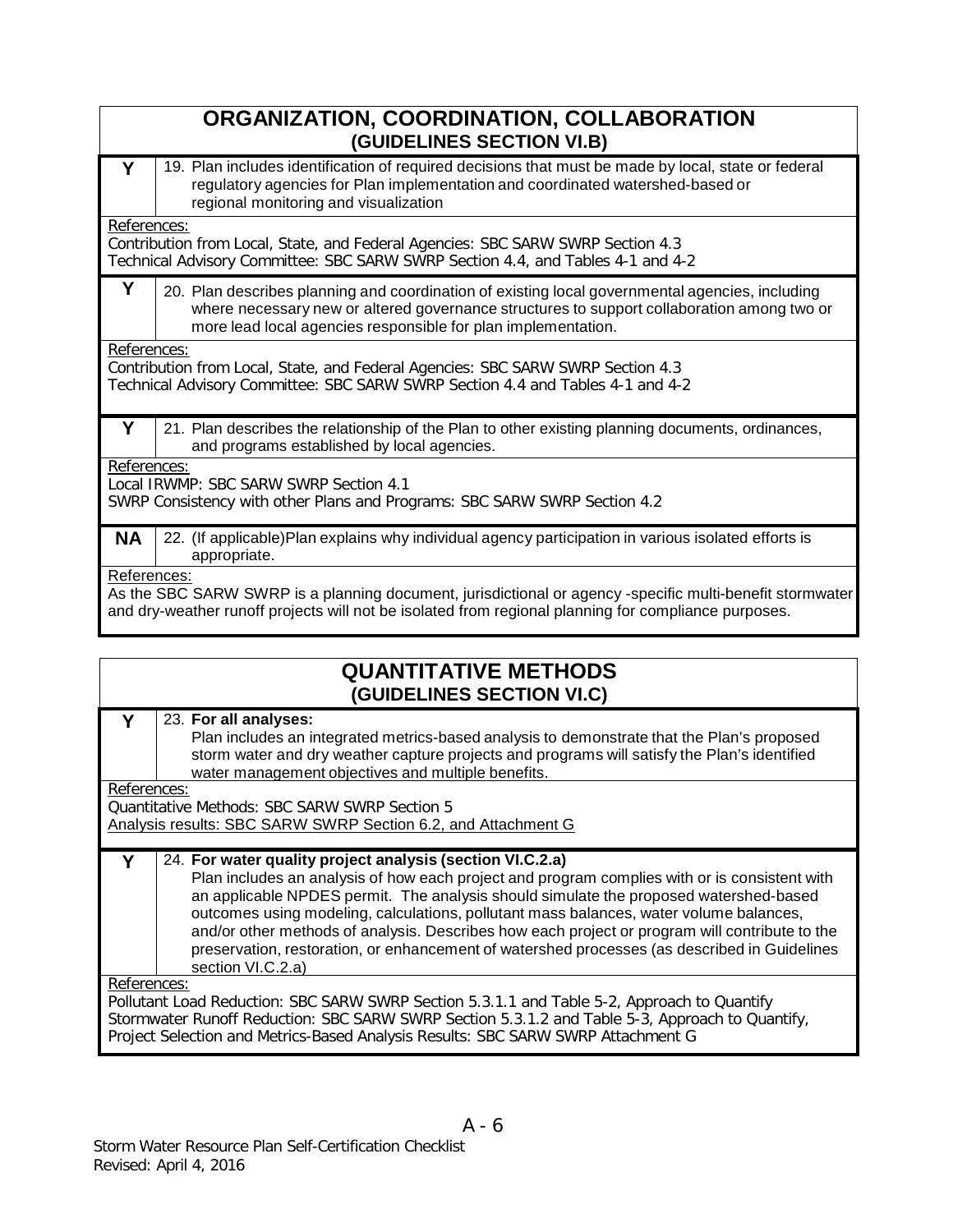## ORGANIZATION, COORDINATION, COLLABORATION
### (GUIDELINES SECTION VI.B)

| | |
|---|---|
| **Y** | 19. Plan includes identification of required decisions that must be made by local, state or federal regulatory agencies for Plan implementation and coordinated watershed-based or regional monitoring and visualization |

References:
Contribution from Local, State, and Federal Agencies: SBC SARW SWRP Section 4.3
Technical Advisory Committee: SBC SARW SWRP Section 4.4, and Tables 4-1 and 4-2

| | |
|---|---|
| **Y** | 20. Plan describes planning and coordination of existing local governmental agencies, including where necessary new or altered governance structures to support collaboration among two or more lead local agencies responsible for plan implementation. |

References:
Contribution from Local, State, and Federal Agencies: SBC SARW SWRP Section 4.3
Technical Advisory Committee: SBC SARW SWRP Section 4.4 and Tables 4-1 and 4-2

| | |
|---|---|
| **Y** | 21. Plan describes the relationship of the Plan to other existing planning documents, ordinances, and programs established by local agencies. |

References:
Local IRWMP: SBC SARW SWRP Section 4.1
SWRP Consistency with other Plans and Programs: SBC SARW SWRP Section 4.2

| | |
|---|---|
| **NA** | 22. (If applicable)Plan explains why individual agency participation in various isolated efforts is appropriate. |

References:
As the SBC SARW SWRP is a planning document, jurisdictional or agency -specific multi-benefit stormwater and dry-weather runoff projects will not be isolated from regional planning for compliance purposes.

## QUANTITATIVE METHODS
### (GUIDELINES SECTION VI.C)

| | |
|---|---|
| **Y** | 23. **For all analyses:** Plan includes an integrated metrics-based analysis to demonstrate that the Plan's proposed storm water and dry weather capture projects and programs will satisfy the Plan's identified water management objectives and multiple benefits. |

References:
Quantitative Methods: SBC SARW SWRP Section 5
Analysis results: SBC SARW SWRP Section 6.2, and Attachment G

| | |
|---|---|
| **Y** | 24. **For water quality project analysis (section VI.C.2.a)** Plan includes an analysis of how each project and program complies with or is consistent with an applicable NPDES permit. The analysis should simulate the proposed watershed-based outcomes using modeling, calculations, pollutant mass balances, water volume balances, and/or other methods of analysis. Describes how each project or program will contribute to the preservation, restoration, or enhancement of watershed processes (as described in Guidelines section VI.C.2.a) |

References:
Pollutant Load Reduction: SBC SARW SWRP Section 5.3.1.1 and Table 5-2, Approach to Quantify
Stormwater Runoff Reduction: SBC SARW SWRP Section 5.3.1.2 and Table 5-3, Approach to Quantify,
Project Selection and Metrics-Based Analysis Results: SBC SARW SWRP Attachment G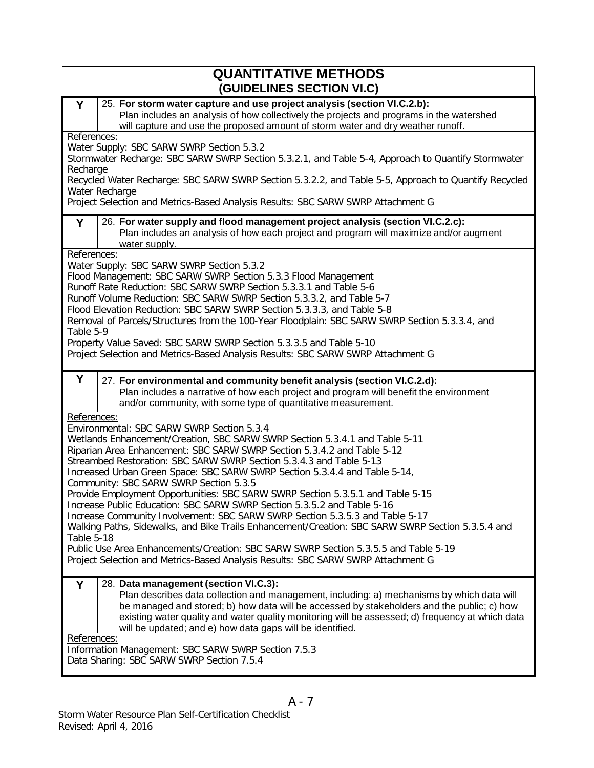## QUANTITATIVE METHODS
## (GUIDELINES SECTION VI.C)

| | |
|---|---|
| **Y** | 25. **For storm water capture and use project analysis (section VI.C.2.b):** Plan includes an analysis of how collectively the projects and programs in the watershed will capture and use the proposed amount of storm water and dry weather runoff. |

References:
Water Supply: SBC SARW SWRP Section 5.3.2
Stormwater Recharge: SBC SARW SWRP Section 5.3.2.1, and Table 5-4, Approach to Quantify Stormwater Recharge
Recycled Water Recharge: SBC SARW SWRP Section 5.3.2.2, and Table 5-5, Approach to Quantify Recycled Water Recharge
Project Selection and Metrics-Based Analysis Results: SBC SARW SWRP Attachment G

| | |
|---|---|
| **Y** | 26. **For water supply and flood management project analysis (section VI.C.2.c):** Plan includes an analysis of how each project and program will maximize and/or augment water supply. |

References:
Water Supply: SBC SARW SWRP Section 5.3.2
Flood Management: SBC SARW SWRP Section 5.3.3 Flood Management
Runoff Rate Reduction: SBC SARW SWRP Section 5.3.3.1 and Table 5-6
Runoff Volume Reduction: SBC SARW SWRP Section 5.3.3.2, and Table 5-7
Flood Elevation Reduction: SBC SARW SWRP Section 5.3.3.3, and Table 5-8
Removal of Parcels/Structures from the 100-Year Floodplain: SBC SARW SWRP Section 5.3.3.4, and Table 5-9
Property Value Saved: SBC SARW SWRP Section 5.3.3.5 and Table 5-10
Project Selection and Metrics-Based Analysis Results: SBC SARW SWRP Attachment G

| | |
|---|---|
| **Y** | 27. **For environmental and community benefit analysis (section VI.C.2.d):** Plan includes a narrative of how each project and program will benefit the environment and/or community, with some type of quantitative measurement. |

References:
Environmental: SBC SARW SWRP Section 5.3.4
Wetlands Enhancement/Creation, SBC SARW SWRP Section 5.3.4.1 and Table 5-11
Riparian Area Enhancement: SBC SARW SWRP Section 5.3.4.2 and Table 5-12
Streambed Restoration: SBC SARW SWRP Section 5.3.4.3 and Table 5-13
Increased Urban Green Space: SBC SARW SWRP Section 5.3.4.4 and Table 5-14,
Community: SBC SARW SWRP Section 5.3.5
Provide Employment Opportunities: SBC SARW SWRP Section 5.3.5.1 and Table 5-15
Increase Public Education: SBC SARW SWRP Section 5.3.5.2 and Table 5-16
Increase Community Involvement: SBC SARW SWRP Section 5.3.5.3 and Table 5-17
Walking Paths, Sidewalks, and Bike Trails Enhancement/Creation: SBC SARW SWRP Section 5.3.5.4 and Table 5-18
Public Use Area Enhancements/Creation: SBC SARW SWRP Section 5.3.5.5 and Table 5-19
Project Selection and Metrics-Based Analysis Results: SBC SARW SWRP Attachment G

| | |
|---|---|
| **Y** | 28. **Data management (section VI.C.3):** Plan describes data collection and management, including: a) mechanisms by which data will be managed and stored; b) how data will be accessed by stakeholders and the public; c) how existing water quality and water quality monitoring will be assessed; d) frequency at which data will be updated; and e) how data gaps will be identified. |

References:
Information Management: SBC SARW SWRP Section 7.5.3
Data Sharing: SBC SARW SWRP Section 7.5.4

Storm Water Resource Plan Self-Certification Checklist
Revised: April 4, 2016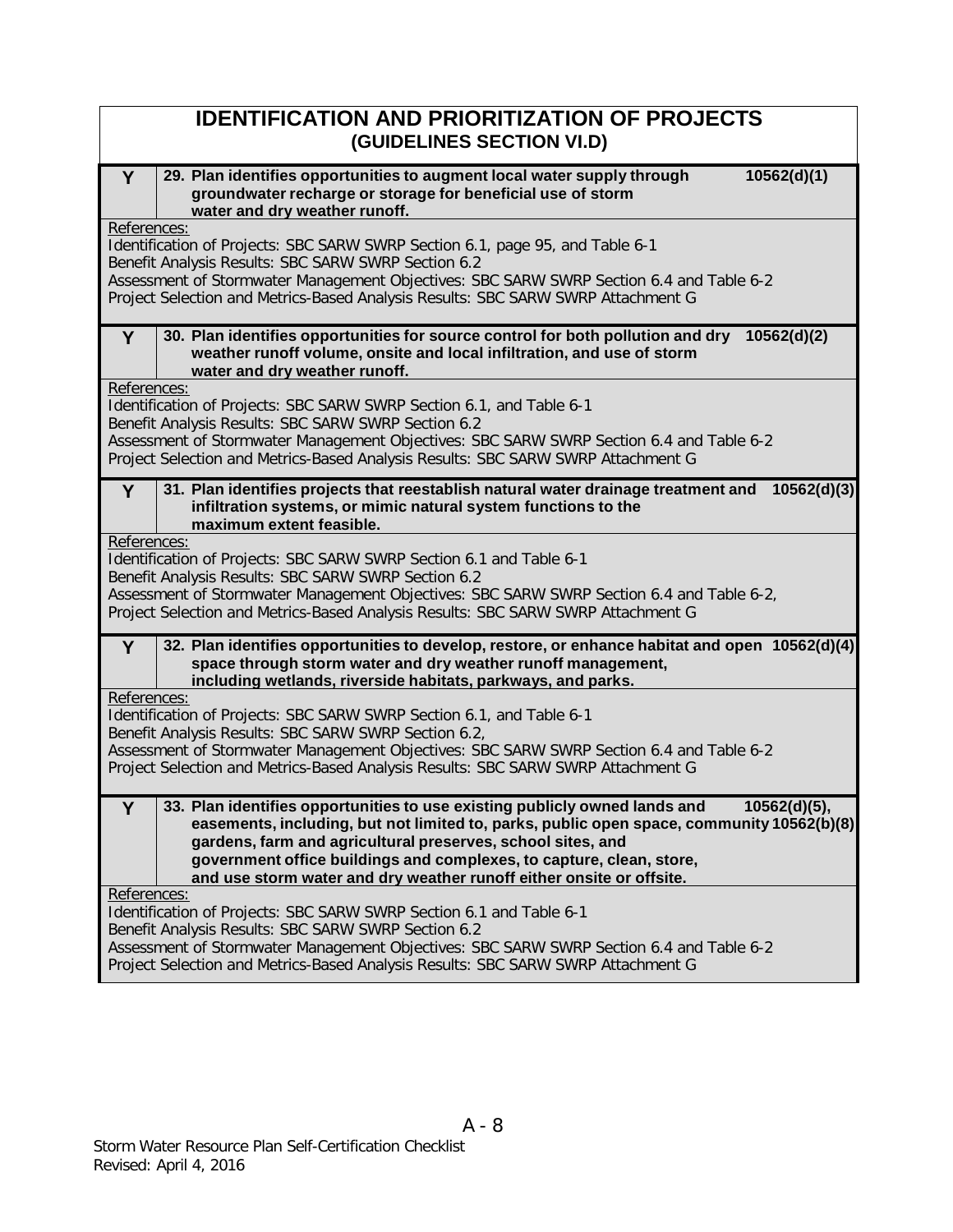# IDENTIFICATION AND PRIORITIZATION OF PROJECTS
## (GUIDELINES SECTION VI.D)

| | | |
|---|---|---|
| **Y** | **29. Plan identifies opportunities to augment local water supply through groundwater recharge or storage for beneficial use of storm water and dry weather runoff.** | **10562(d)(1)** |

References:
Identification of Projects: SBC SARW SWRP Section 6.1, page 95, and Table 6-1
Benefit Analysis Results: SBC SARW SWRP Section 6.2
Assessment of Stormwater Management Objectives: SBC SARW SWRP Section 6.4 and Table 6-2
Project Selection and Metrics-Based Analysis Results: SBC SARW SWRP Attachment G

| | | |
|---|---|---|
| **Y** | **30. Plan identifies opportunities for source control for both pollution and dry weather runoff volume, onsite and local infiltration, and use of storm water and dry weather runoff.** | **10562(d)(2)** |

References:
Identification of Projects: SBC SARW SWRP Section 6.1, and Table 6-1
Benefit Analysis Results: SBC SARW SWRP Section 6.2
Assessment of Stormwater Management Objectives: SBC SARW SWRP Section 6.4 and Table 6-2
Project Selection and Metrics-Based Analysis Results: SBC SARW SWRP Attachment G

| | | |
|---|---|---|
| **Y** | **31. Plan identifies projects that reestablish natural water drainage treatment and infiltration systems, or mimic natural system functions to the maximum extent feasible.** | **10562(d)(3)** |

References:
Identification of Projects: SBC SARW SWRP Section 6.1 and Table 6-1
Benefit Analysis Results: SBC SARW SWRP Section 6.2
Assessment of Stormwater Management Objectives: SBC SARW SWRP Section 6.4 and Table 6-2,
Project Selection and Metrics-Based Analysis Results: SBC SARW SWRP Attachment G

| | | |
|---|---|---|
| **Y** | **32. Plan identifies opportunities to develop, restore, or enhance habitat and open space through storm water and dry weather runoff management, including wetlands, riverside habitats, parkways, and parks.** | **10562(d)(4)** |

References:
Identification of Projects: SBC SARW SWRP Section 6.1, and Table 6-1
Benefit Analysis Results: SBC SARW SWRP Section 6.2,
Assessment of Stormwater Management Objectives: SBC SARW SWRP Section 6.4 and Table 6-2
Project Selection and Metrics-Based Analysis Results: SBC SARW SWRP Attachment G

| | | |
|---|---|---|
| **Y** | **33. Plan identifies opportunities to use existing publicly owned lands and easements, including, but not limited to, parks, public open space, community gardens, farm and agricultural preserves, school sites, and government office buildings and complexes, to capture, clean, store, and use storm water and dry weather runoff either onsite or offsite.** | **10562(d)(5), 10562(b)(8)** |

References:
Identification of Projects: SBC SARW SWRP Section 6.1 and Table 6-1
Benefit Analysis Results: SBC SARW SWRP Section 6.2
Assessment of Stormwater Management Objectives: SBC SARW SWRP Section 6.4 and Table 6-2
Project Selection and Metrics-Based Analysis Results: SBC SARW SWRP Attachment G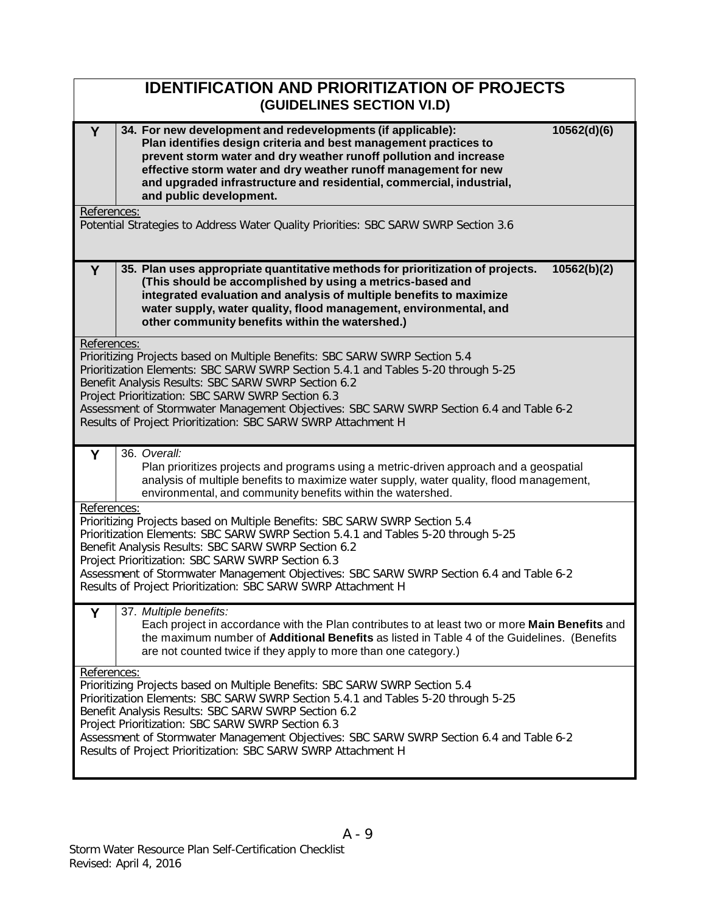## IDENTIFICATION AND PRIORITIZATION OF PROJECTS
### (GUIDELINES SECTION VI.D)

| | | |
|---|---|---|
| **Y** | **34. For new development and redevelopments (if applicable): Plan identifies design criteria and best management practices to prevent storm water and dry weather runoff pollution and increase effective storm water and dry weather runoff management for new and upgraded infrastructure and residential, commercial, industrial, and public development.** | **10562(d)(6)** |

References:
Potential Strategies to Address Water Quality Priorities: SBC SARW SWRP Section 3.6

| | | |
|---|---|---|
| **Y** | **35. Plan uses appropriate quantitative methods for prioritization of projects. (This should be accomplished by using a metrics-based and integrated evaluation and analysis of multiple benefits to maximize water supply, water quality, flood management, environmental, and other community benefits within the watershed.)** | **10562(b)(2)** |

References:
Prioritizing Projects based on Multiple Benefits: SBC SARW SWRP Section 5.4
Prioritization Elements: SBC SARW SWRP Section 5.4.1 and Tables 5-20 through 5-25
Benefit Analysis Results: SBC SARW SWRP Section 6.2
Project Prioritization: SBC SARW SWRP Section 6.3
Assessment of Stormwater Management Objectives: SBC SARW SWRP Section 6.4 and Table 6-2
Results of Project Prioritization: SBC SARW SWRP Attachment H

| | |
|---|---|
| **Y** | 36. *Overall:* Plan prioritizes projects and programs using a metric-driven approach and a geospatial analysis of multiple benefits to maximize water supply, water quality, flood management, environmental, and community benefits within the watershed. |

References:
Prioritizing Projects based on Multiple Benefits: SBC SARW SWRP Section 5.4
Prioritization Elements: SBC SARW SWRP Section 5.4.1 and Tables 5-20 through 5-25
Benefit Analysis Results: SBC SARW SWRP Section 6.2
Project Prioritization: SBC SARW SWRP Section 6.3
Assessment of Stormwater Management Objectives: SBC SARW SWRP Section 6.4 and Table 6-2
Results of Project Prioritization: SBC SARW SWRP Attachment H

| | |
|---|---|
| **Y** | 37. *Multiple benefits:* Each project in accordance with the Plan contributes to at least two or more **Main Benefits** and the maximum number of **Additional Benefits** as listed in Table 4 of the Guidelines. (Benefits are not counted twice if they apply to more than one category.) |

References:
Prioritizing Projects based on Multiple Benefits: SBC SARW SWRP Section 5.4
Prioritization Elements: SBC SARW SWRP Section 5.4.1 and Tables 5-20 through 5-25
Benefit Analysis Results: SBC SARW SWRP Section 6.2
Project Prioritization: SBC SARW SWRP Section 6.3
Assessment of Stormwater Management Objectives: SBC SARW SWRP Section 6.4 and Table 6-2
Results of Project Prioritization: SBC SARW SWRP Attachment H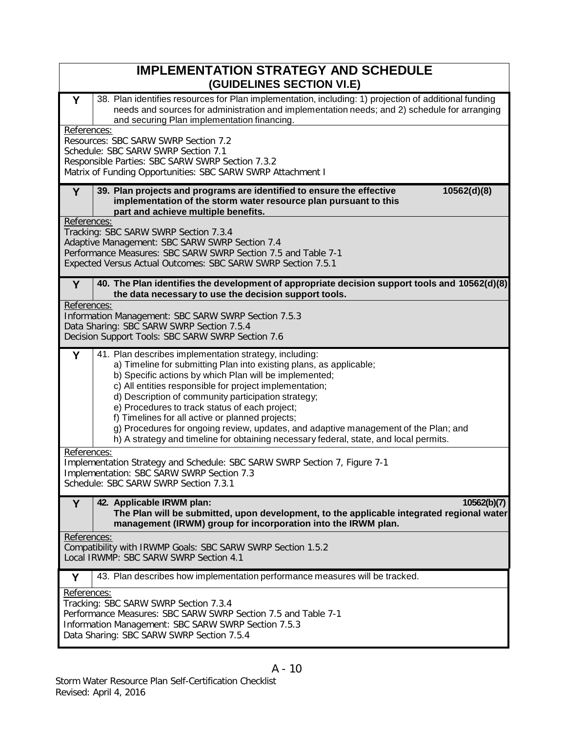## IMPLEMENTATION STRATEGY AND SCHEDULE
### (GUIDELINES SECTION VI.E)

| | |
|---|---|
| Y | 38. Plan identifies resources for Plan implementation, including: 1) projection of additional funding needs and sources for administration and implementation needs; and 2) schedule for arranging and securing Plan implementation financing. |

References:
Resources: SBC SARW SWRP Section 7.2
Schedule: SBC SARW SWRP Section 7.1
Responsible Parties: SBC SARW SWRP Section 7.3.2
Matrix of Funding Opportunities: SBC SARW SWRP Attachment I

| | |
|---|---|
| Y | **39. Plan projects and programs are identified to ensure the effective implementation of the storm water resource plan pursuant to this part and achieve multiple benefits.** **10562(d)(8)** |

References:
Tracking: SBC SARW SWRP Section 7.3.4
Adaptive Management: SBC SARW SWRP Section 7.4
Performance Measures: SBC SARW SWRP Section 7.5 and Table 7-1
Expected Versus Actual Outcomes: SBC SARW SWRP Section 7.5.1

| | |
|---|---|
| Y | **40. The Plan identifies the development of appropriate decision support tools and the data necessary to use the decision support tools.** **10562(d)(8)** |

References:
Information Management: SBC SARW SWRP Section 7.5.3
Data Sharing: SBC SARW SWRP Section 7.5.4
Decision Support Tools: SBC SARW SWRP Section 7.6

| | |
|---|---|
| Y | 41. Plan describes implementation strategy, including:<br>a) Timeline for submitting Plan into existing plans, as applicable;<br>b) Specific actions by which Plan will be implemented;<br>c) All entities responsible for project implementation;<br>d) Description of community participation strategy;<br>e) Procedures to track status of each project;<br>f) Timelines for all active or planned projects;<br>g) Procedures for ongoing review, updates, and adaptive management of the Plan; and<br>h) A strategy and timeline for obtaining necessary federal, state, and local permits. |

References:
Implementation Strategy and Schedule: SBC SARW SWRP Section 7, Figure 7-1
Implementation: SBC SARW SWRP Section 7.3
Schedule: SBC SARW SWRP Section 7.3.1

| | |
|---|---|
| Y | **42. Applicable IRWM plan:** **10562(b)(7)**<br>**The Plan will be submitted, upon development, to the applicable integrated regional water management (IRWM) group for incorporation into the IRWM plan.** |

References:
Compatibility with IRWMP Goals: SBC SARW SWRP Section 1.5.2
Local IRWMP: SBC SARW SWRP Section 4.1

| | |
|---|---|
| Y | 43. Plan describes how implementation performance measures will be tracked. |

References:
Tracking: SBC SARW SWRP Section 7.3.4
Performance Measures: SBC SARW SWRP Section 7.5 and Table 7-1
Information Management: SBC SARW SWRP Section 7.5.3
Data Sharing: SBC SARW SWRP Section 7.5.4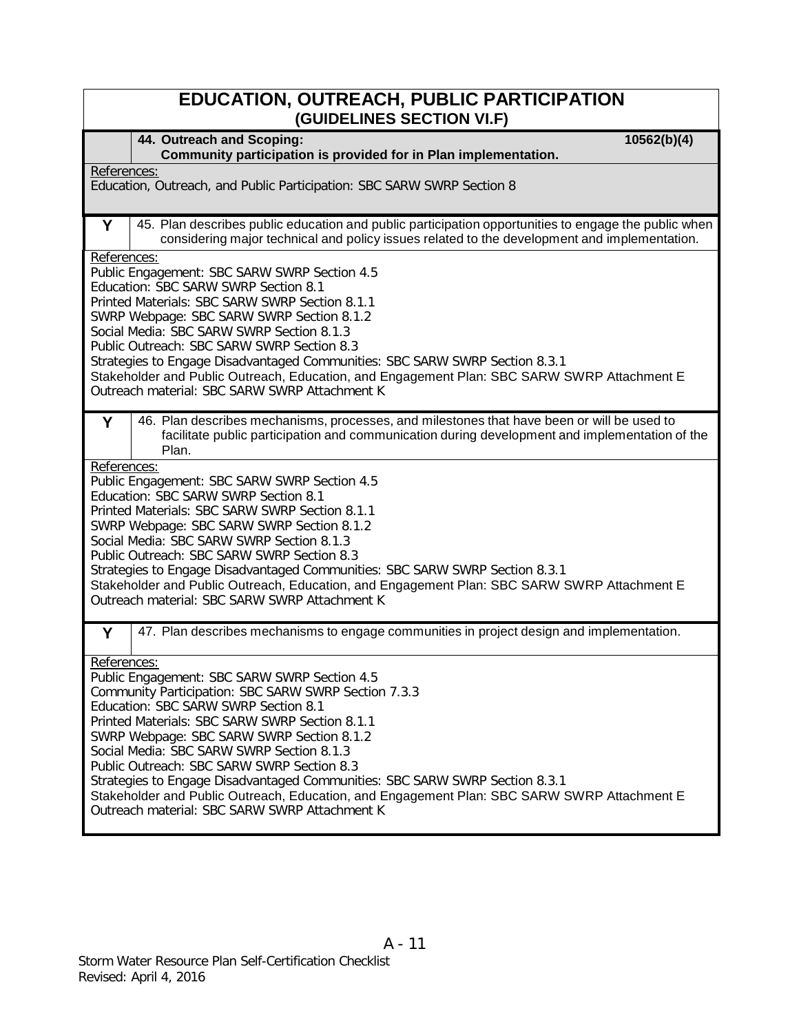# EDUCATION, OUTREACH, PUBLIC PARTICIPATION
## (GUIDELINES SECTION VI.F)

| | **44. Outreach and Scoping: Community participation is provided for in Plan implementation.** | **10562(b)(4)** |
|---|---|---|

References:
Education, Outreach, and Public Participation: SBC SARW SWRP Section 8

| | |
|---|---|
| **Y** | 45. Plan describes public education and public participation opportunities to engage the public when considering major technical and policy issues related to the development and implementation. |

References:
Public Engagement: SBC SARW SWRP Section 4.5
Education: SBC SARW SWRP Section 8.1
Printed Materials: SBC SARW SWRP Section 8.1.1
SWRP Webpage: SBC SARW SWRP Section 8.1.2
Social Media: SBC SARW SWRP Section 8.1.3
Public Outreach: SBC SARW SWRP Section 8.3
Strategies to Engage Disadvantaged Communities: SBC SARW SWRP Section 8.3.1
Stakeholder and Public Outreach, Education, and Engagement Plan: SBC SARW SWRP Attachment E
Outreach material: SBC SARW SWRP Attachment K

| | |
|---|---|
| **Y** | 46. Plan describes mechanisms, processes, and milestones that have been or will be used to facilitate public participation and communication during development and implementation of the Plan. |

References:
Public Engagement: SBC SARW SWRP Section 4.5
Education: SBC SARW SWRP Section 8.1
Printed Materials: SBC SARW SWRP Section 8.1.1
SWRP Webpage: SBC SARW SWRP Section 8.1.2
Social Media: SBC SARW SWRP Section 8.1.3
Public Outreach: SBC SARW SWRP Section 8.3
Strategies to Engage Disadvantaged Communities: SBC SARW SWRP Section 8.3.1
Stakeholder and Public Outreach, Education, and Engagement Plan: SBC SARW SWRP Attachment E
Outreach material: SBC SARW SWRP Attachment K

| | |
|---|---|
| **Y** | 47. Plan describes mechanisms to engage communities in project design and implementation. |

References:
Public Engagement: SBC SARW SWRP Section 4.5
Community Participation: SBC SARW SWRP Section 7.3.3
Education: SBC SARW SWRP Section 8.1
Printed Materials: SBC SARW SWRP Section 8.1.1
SWRP Webpage: SBC SARW SWRP Section 8.1.2
Social Media: SBC SARW SWRP Section 8.1.3
Public Outreach: SBC SARW SWRP Section 8.3
Strategies to Engage Disadvantaged Communities: SBC SARW SWRP Section 8.3.1
Stakeholder and Public Outreach, Education, and Engagement Plan: SBC SARW SWRP Attachment E
Outreach material: SBC SARW SWRP Attachment K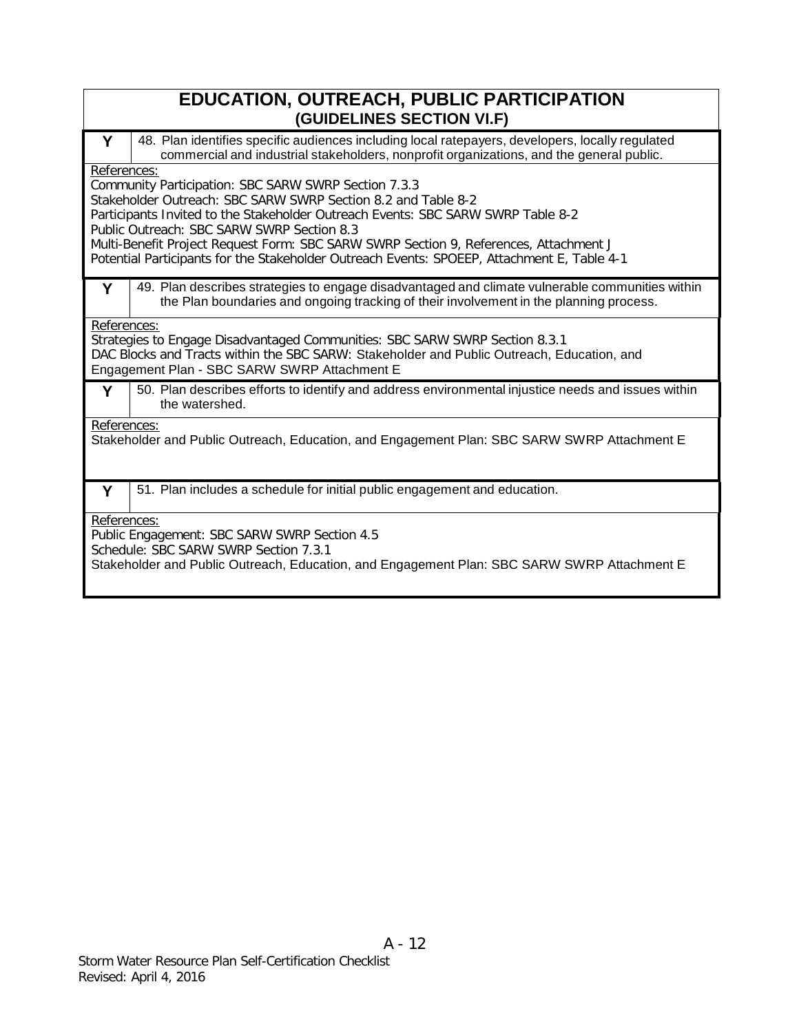## EDUCATION, OUTREACH, PUBLIC PARTICIPATION
### (GUIDELINES SECTION VI.F)

| | |
|---|---|
| **Y** | 48. Plan identifies specific audiences including local ratepayers, developers, locally regulated commercial and industrial stakeholders, nonprofit organizations, and the general public. |

References:
Community Participation: SBC SARW SWRP Section 7.3.3
Stakeholder Outreach: SBC SARW SWRP Section 8.2 and Table 8-2
Participants Invited to the Stakeholder Outreach Events: SBC SARW SWRP Table 8-2
Public Outreach: SBC SARW SWRP Section 8.3
Multi-Benefit Project Request Form: SBC SARW SWRP Section 9, References, Attachment J
Potential Participants for the Stakeholder Outreach Events: SPOEEP, Attachment E, Table 4-1

| | |
|---|---|
| **Y** | 49. Plan describes strategies to engage disadvantaged and climate vulnerable communities within the Plan boundaries and ongoing tracking of their involvement in the planning process. |

References:
Strategies to Engage Disadvantaged Communities: SBC SARW SWRP Section 8.3.1
DAC Blocks and Tracts within the SBC SARW: Stakeholder and Public Outreach, Education, and Engagement Plan - SBC SARW SWRP Attachment E

| | |
|---|---|
| **Y** | 50. Plan describes efforts to identify and address environmental injustice needs and issues within the watershed. |

References:
Stakeholder and Public Outreach, Education, and Engagement Plan: SBC SARW SWRP Attachment E

| | |
|---|---|
| **Y** | 51. Plan includes a schedule for initial public engagement and education. |

References:
Public Engagement: SBC SARW SWRP Section 4.5
Schedule: SBC SARW SWRP Section 7.3.1
Stakeholder and Public Outreach, Education, and Engagement Plan: SBC SARW SWRP Attachment E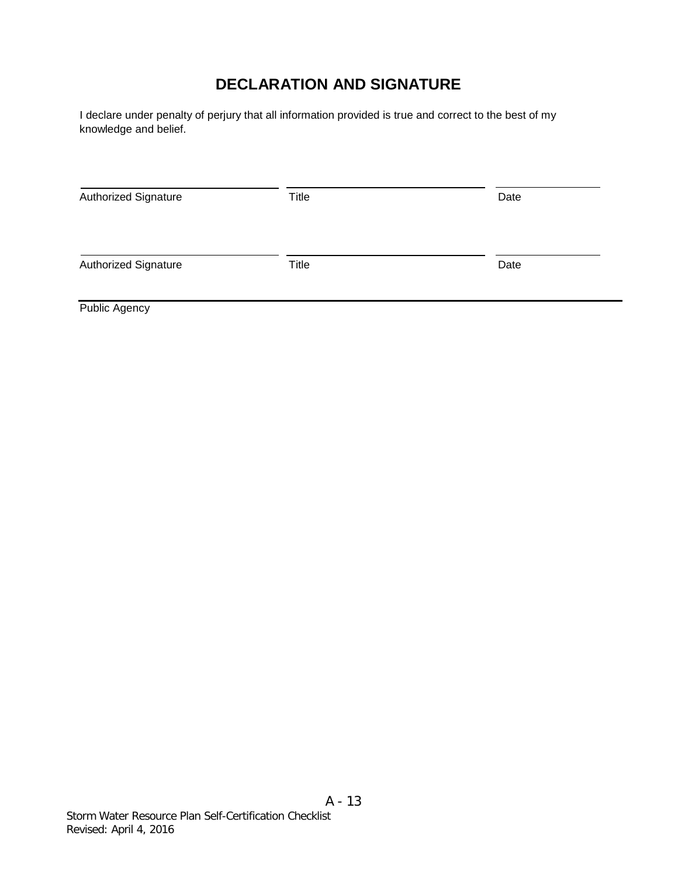# DECLARATION AND SIGNATURE

I declare under penalty of perjury that all information provided is true and correct to the best of my knowledge and belief.

| | | |
|---|---|---|
| Authorized Signature | Title | Date |
| | | |
| Authorized Signature | Title | Date |

Public Agency